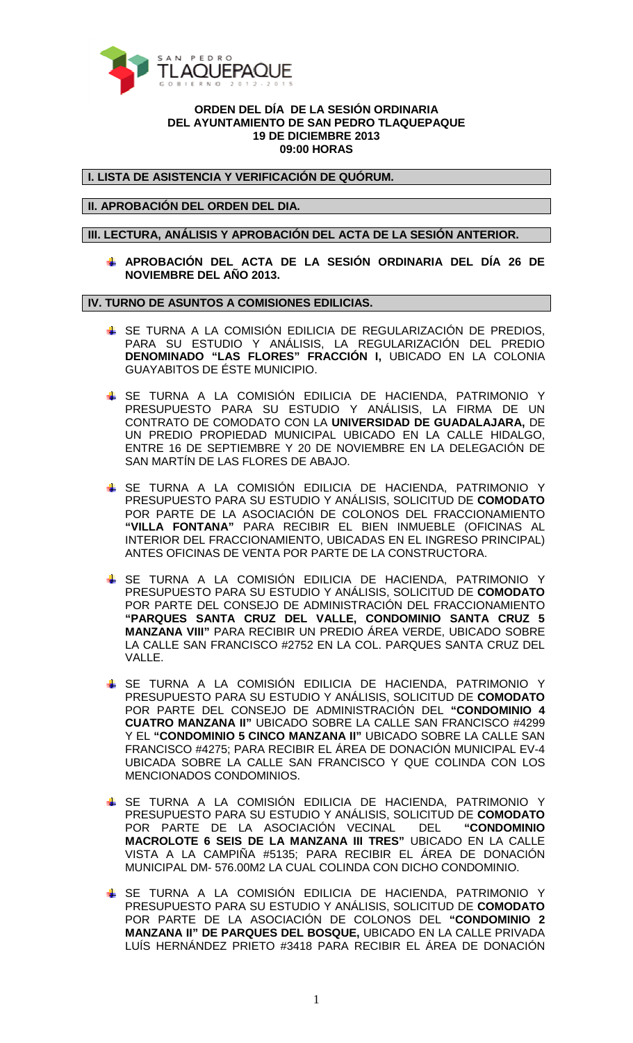**ORDEN DEL DÍA DE LA SESIÓN ORDINARIA**
**DEL AYUNTAMIENTO DE SAN PEDRO TLAQUEPAQUE**
**19 DE DICIEMBRE 2013**
**09:00 HORAS**

## I. LISTA DE ASISTENCIA Y VERIFICACIÓN DE QUÓRUM.

## II. APROBACIÓN DEL ORDEN DEL DIA.

## III. LECTURA, ANÁLISIS Y APROBACIÓN DEL ACTA DE LA SESIÓN ANTERIOR.

- **APROBACIÓN DEL ACTA DE LA SESIÓN ORDINARIA DEL DÍA 26 DE NOVIEMBRE DEL AÑO 2013.**

## IV. TURNO DE ASUNTOS A COMISIONES EDILICIAS.

- SE TURNA A LA COMISIÓN EDILICIA DE REGULARIZACIÓN DE PREDIOS, PARA SU ESTUDIO Y ANÁLISIS, LA REGULARIZACIÓN DEL PREDIO **DENOMINADO "LAS FLORES" FRACCIÓN I,** UBICADO EN LA COLONIA GUAYABITOS DE ÉSTE MUNICIPIO.

- SE TURNA A LA COMISIÓN EDILICIA DE HACIENDA, PATRIMONIO Y PRESUPUESTO PARA SU ESTUDIO Y ANÁLISIS, LA FIRMA DE UN CONTRATO DE COMODATO CON LA **UNIVERSIDAD DE GUADALAJARA,** DE UN PREDIO PROPIEDAD MUNICIPAL UBICADO EN LA CALLE HIDALGO, ENTRE 16 DE SEPTIEMBRE Y 20 DE NOVIEMBRE EN LA DELEGACIÓN DE SAN MARTÍN DE LAS FLORES DE ABAJO.

- SE TURNA A LA COMISIÓN EDILICIA DE HACIENDA, PATRIMONIO Y PRESUPUESTO PARA SU ESTUDIO Y ANÁLISIS, SOLICITUD DE **COMODATO** POR PARTE DE LA ASOCIACIÓN DE COLONOS DEL FRACCIONAMIENTO **"VILLA FONTANA"** PARA RECIBIR EL BIEN INMUEBLE (OFICINAS AL INTERIOR DEL FRACCIONAMIENTO, UBICADAS EN EL INGRESO PRINCIPAL) ANTES OFICINAS DE VENTA POR PARTE DE LA CONSTRUCTORA.

- SE TURNA A LA COMISIÓN EDILICIA DE HACIENDA, PATRIMONIO Y PRESUPUESTO PARA SU ESTUDIO Y ANÁLISIS, SOLICITUD DE **COMODATO** POR PARTE DEL CONSEJO DE ADMINISTRACIÓN DEL FRACCIONAMIENTO **"PARQUES SANTA CRUZ DEL VALLE, CONDOMINIO SANTA CRUZ 5 MANZANA VIII"** PARA RECIBIR UN PREDIO ÁREA VERDE, UBICADO SOBRE LA CALLE SAN FRANCISCO #2752 EN LA COL. PARQUES SANTA CRUZ DEL VALLE.

- SE TURNA A LA COMISIÓN EDILICIA DE HACIENDA, PATRIMONIO Y PRESUPUESTO PARA SU ESTUDIO Y ANÁLISIS, SOLICITUD DE **COMODATO** POR PARTE DEL CONSEJO DE ADMINISTRACIÓN DEL **"CONDOMINIO 4 CUATRO MANZANA II"** UBICADO SOBRE LA CALLE SAN FRANCISCO #4299 Y EL **"CONDOMINIO 5 CINCO MANZANA II"** UBICADO SOBRE LA CALLE SAN FRANCISCO #4275; PARA RECIBIR EL ÁREA DE DONACIÓN MUNICIPAL EV-4 UBICADA SOBRE LA CALLE SAN FRANCISCO Y QUE COLINDA CON LOS MENCIONADOS CONDOMINIOS.

- SE TURNA A LA COMISIÓN EDILICIA DE HACIENDA, PATRIMONIO Y PRESUPUESTO PARA SU ESTUDIO Y ANÁLISIS, SOLICITUD DE **COMODATO** POR PARTE DE LA ASOCIACIÓN VECINAL DEL **"CONDOMINIO MACROLOTE 6 SEIS DE LA MANZANA III TRES"** UBICADO EN LA CALLE VISTA A LA CAMPIÑA #5135; PARA RECIBIR EL ÁREA DE DONACIÓN MUNICIPAL DM- 576.00M2 LA CUAL COLINDA CON DICHO CONDOMINIO.

- SE TURNA A LA COMISIÓN EDILICIA DE HACIENDA, PATRIMONIO Y PRESUPUESTO PARA SU ESTUDIO Y ANÁLISIS, SOLICITUD DE **COMODATO** POR PARTE DE LA ASOCIACIÓN DE COLONOS DEL **"CONDOMINIO 2 MANZANA II" DE PARQUES DEL BOSQUE,** UBICADO EN LA CALLE PRIVADA LUÍS HERNÁNDEZ PRIETO #3418 PARA RECIBIR EL ÁREA DE DONACIÓN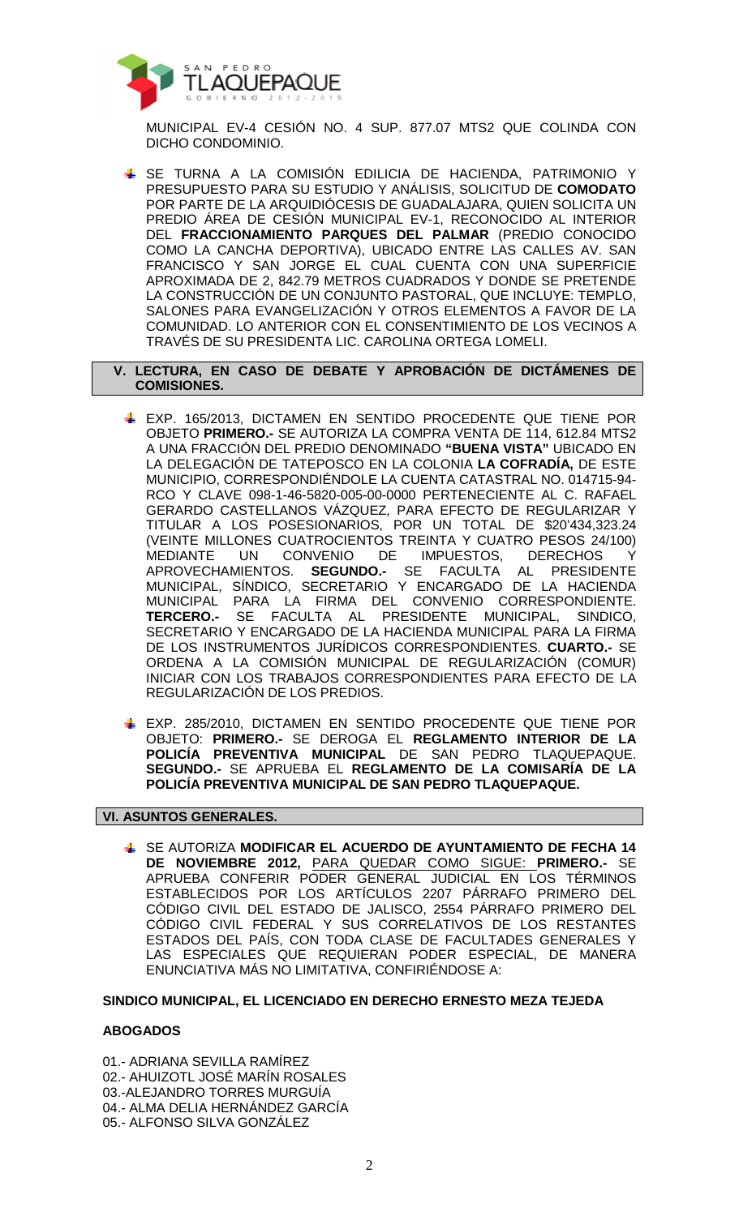MUNICIPAL EV-4 CESIÓN NO. 4 SUP. 877.07 MTS2 QUE COLINDA CON DICHO CONDOMINIO.

- SE TURNA A LA COMISIÓN EDILICIA DE HACIENDA, PATRIMONIO Y PRESUPUESTO PARA SU ESTUDIO Y ANÁLISIS, SOLICITUD DE **COMODATO** POR PARTE DE LA ARQUIDIÓCESIS DE GUADALAJARA, QUIEN SOLICITA UN PREDIO ÁREA DE CESIÓN MUNICIPAL EV-1, RECONOCIDO AL INTERIOR DEL **FRACCIONAMIENTO PARQUES DEL PALMAR** (PREDIO CONOCIDO COMO LA CANCHA DEPORTIVA), UBICADO ENTRE LAS CALLES AV. SAN FRANCISCO Y SAN JORGE EL CUAL CUENTA CON UNA SUPERFICIE APROXIMADA DE 2, 842.79 METROS CUADRADOS Y DONDE SE PRETENDE LA CONSTRUCCIÓN DE UN CONJUNTO PASTORAL, QUE INCLUYE: TEMPLO, SALONES PARA EVANGELIZACIÓN Y OTROS ELEMENTOS A FAVOR DE LA COMUNIDAD. LO ANTERIOR CON EL CONSENTIMIENTO DE LOS VECINOS A TRAVÉS DE SU PRESIDENTA LIC. CAROLINA ORTEGA LOMELI.

## V. LECTURA, EN CASO DE DEBATE Y APROBACIÓN DE DICTÁMENES DE COMISIONES.

- EXP. 165/2013, DICTAMEN EN SENTIDO PROCEDENTE QUE TIENE POR OBJETO **PRIMERO.-** SE AUTORIZA LA COMPRA VENTA DE 114, 612.84 MTS2 A UNA FRACCIÓN DEL PREDIO DENOMINADO **"BUENA VISTA"** UBICADO EN LA DELEGACIÓN DE TATEPOSCO EN LA COLONIA **LA COFRADÍA,** DE ESTE MUNICIPIO, CORRESPONDIÉNDOLE LA CUENTA CATASTRAL NO. 014715-94-RCO Y CLAVE 098-1-46-5820-005-00-0000 PERTENECIENTE AL C. RAFAEL GERARDO CASTELLANOS VÁZQUEZ, PARA EFECTO DE REGULARIZAR Y TITULAR A LOS POSESIONARIOS, POR UN TOTAL DE $20'434,323.24 (VEINTE MILLONES CUATROCIENTOS TREINTA Y CUATRO PESOS 24/100) MEDIANTE UN CONVENIO DE IMPUESTOS, DERECHOS Y APROVECHAMIENTOS. **SEGUNDO.-** SE FACULTA AL PRESIDENTE MUNICIPAL, SÍNDICO, SECRETARIO Y ENCARGADO DE LA HACIENDA MUNICIPAL PARA LA FIRMA DEL CONVENIO CORRESPONDIENTE. **TERCERO.-** SE FACULTA AL PRESIDENTE MUNICIPAL, SINDICO, SECRETARIO Y ENCARGADO DE LA HACIENDA MUNICIPAL PARA LA FIRMA DE LOS INSTRUMENTOS JURÍDICOS CORRESPONDIENTES. **CUARTO.-** SE ORDENA A LA COMISIÓN MUNICIPAL DE REGULARIZACIÓN (COMUR) INICIAR CON LOS TRABAJOS CORRESPONDIENTES PARA EFECTO DE LA REGULARIZACIÓN DE LOS PREDIOS.

- EXP. 285/2010, DICTAMEN EN SENTIDO PROCEDENTE QUE TIENE POR OBJETO: **PRIMERO.-** SE DEROGA EL **REGLAMENTO INTERIOR DE LA POLICÍA PREVENTIVA MUNICIPAL** DE SAN PEDRO TLAQUEPAQUE. **SEGUNDO.-** SE APRUEBA EL **REGLAMENTO DE LA COMISARÍA DE LA POLICÍA PREVENTIVA MUNICIPAL DE SAN PEDRO TLAQUEPAQUE.**

## VI. ASUNTOS GENERALES.

- SE AUTORIZA **MODIFICAR EL ACUERDO DE AYUNTAMIENTO DE FECHA 14 DE NOVIEMBRE 2012,** <u>PARA QUEDAR COMO SIGUE:</u> **PRIMERO.-** SE APRUEBA CONFERIR PODER GENERAL JUDICIAL EN LOS TÉRMINOS ESTABLECIDOS POR LOS ARTÍCULOS 2207 PÁRRAFO PRIMERO DEL CÓDIGO CIVIL DEL ESTADO DE JALISCO, 2554 PÁRRAFO PRIMERO DEL CÓDIGO CIVIL FEDERAL Y SUS CORRELATIVOS DE LOS RESTANTES ESTADOS DEL PAÍS, CON TODA CLASE DE FACULTADES GENERALES Y LAS ESPECIALES QUE REQUIERAN PODER ESPECIAL, DE MANERA ENUNCIATIVA MÁS NO LIMITATIVA, CONFIRIÉNDOSE A:

**SINDICO MUNICIPAL, EL LICENCIADO EN DERECHO ERNESTO MEZA TEJEDA**

**ABOGADOS**

01.- ADRIANA SEVILLA RAMÍREZ
02.- AHUIZOTL JOSÉ MARÍN ROSALES
03.-ALEJANDRO TORRES MURGUÍA
04.- ALMA DELIA HERNÁNDEZ GARCÍA
05.- ALFONSO SILVA GONZÁLEZ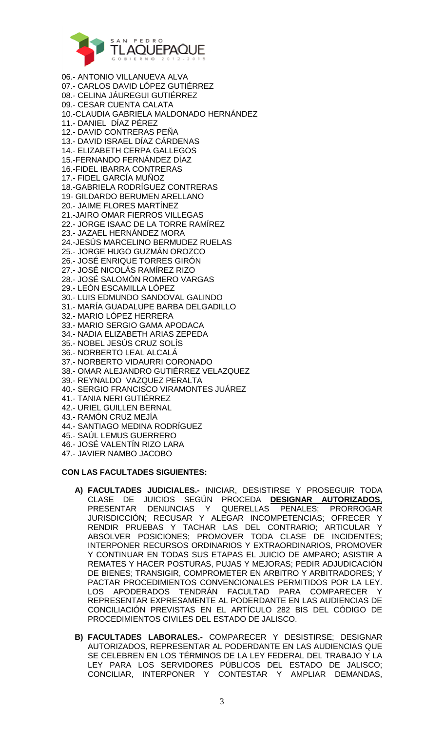06.- ANTONIO VILLANUEVA ALVA
07.- CARLOS DAVID LÓPEZ GUTIÉRREZ
08.- CELINA JÁUREGUI GUTIÉRREZ
09.- CESAR CUENTA CALATA
10.-CLAUDIA GABRIELA MALDONADO HERNÁNDEZ
11.- DANIEL DÍAZ PÉREZ
12.- DAVID CONTRERAS PEÑA
13.- DAVID ISRAEL DÍAZ CÁRDENAS
14.- ELIZABETH CERPA GALLEGOS
15.-FERNANDO FERNÁNDEZ DÍAZ
16.-FIDEL IBARRA CONTRERAS
17.- FIDEL GARCÍA MUÑOZ
18.-GABRIELA RODRÍGUEZ CONTRERAS
19- GILDARDO BERUMEN ARELLANO
20.- JAIME FLORES MARTÍNEZ
21.-JAIRO OMAR FIERROS VILLEGAS
22.- JORGE ISAAC DE LA TORRE RAMÍREZ
23.- JAZAEL HERNÁNDEZ MORA
24.-JESÚS MARCELINO BERMUDEZ RUELAS
25.- JORGE HUGO GUZMÁN OROZCO
26.- JOSÉ ENRIQUE TORRES GIRÓN
27.- JOSÉ NICOLÁS RAMÍREZ RIZO
28.- JOSÉ SALOMÓN ROMERO VARGAS
29.- LEÓN ESCAMILLA LÓPEZ
30.- LUIS EDMUNDO SANDOVAL GALINDO
31.- MARÍA GUADALUPE BARBA DELGADILLO
32.- MARIO LÓPEZ HERRERA
33.- MARIO SERGIO GAMA APODACA
34.- NADIA ELIZABETH ARIAS ZEPEDA
35.- NOBEL JESÚS CRUZ SOLÍS
36.- NORBERTO LEAL ALCALÁ
37.- NORBERTO VIDAURRI CORONADO
38.- OMAR ALEJANDRO GUTIÉRREZ VELAZQUEZ
39.- REYNALDO VAZQUEZ PERALTA
40.- SERGIO FRANCISCO VIRAMONTES JUÁREZ
41.- TANIA NERI GUTIÉRREZ
42.- URIEL GUILLEN BERNAL
43.- RAMÓN CRUZ MEJÍA
44.- SANTIAGO MEDINA RODRÍGUEZ
45.- SAÚL LEMUS GUERRERO
46.- JOSÉ VALENTÍN RIZO LARA
47.- JAVIER NAMBO JACOBO

**CON LAS FACULTADES SIGUIENTES:**

A) **FACULTADES JUDICIALES.-** INICIAR, DESISTIRSE Y PROSEGUIR TODA CLASE DE JUICIOS SEGÚN PROCEDA **DESIGNAR AUTORIZADOS**, PRESENTAR DENUNCIAS Y QUERELLAS PENALES; PRORROGAR JURISDICCIÓN; RECUSAR Y ALEGAR INCOMPETENCIAS; OFRECER Y RENDIR PRUEBAS Y TACHAR LAS DEL CONTRARIO; ARTICULAR Y ABSOLVER POSICIONES; PROMOVER TODA CLASE DE INCIDENTES; INTERPONER RECURSOS ORDINARIOS Y EXTRAORDINARIOS, PROMOVER Y CONTINUAR EN TODAS SUS ETAPAS EL JUICIO DE AMPARO; ASISTIR A REMATES Y HACER POSTURAS, PUJAS Y MEJORAS; PEDIR ADJUDICACIÓN DE BIENES; TRANSIGIR, COMPROMETER EN ARBITRO Y ARBITRADORES; Y PACTAR PROCEDIMIENTOS CONVENCIONALES PERMITIDOS POR LA LEY. LOS APODERADOS TENDRÁN FACULTAD PARA COMPARECER Y REPRESENTAR EXPRESAMENTE AL PODERDANTE EN LAS AUDIENCIAS DE CONCILIACIÓN PREVISTAS EN EL ARTÍCULO 282 BIS DEL CÓDIGO DE PROCEDIMIENTOS CIVILES DEL ESTADO DE JALISCO.

B) **FACULTADES LABORALES.-** COMPARECER Y DESISTIRSE; DESIGNAR AUTORIZADOS, REPRESENTAR AL PODERDANTE EN LAS AUDIENCIAS QUE SE CELEBREN EN LOS TÉRMINOS DE LA LEY FEDERAL DEL TRABAJO Y LA LEY PARA LOS SERVIDORES PÚBLICOS DEL ESTADO DE JALISCO; CONCILIAR, INTERPONER Y CONTESTAR Y AMPLIAR DEMANDAS,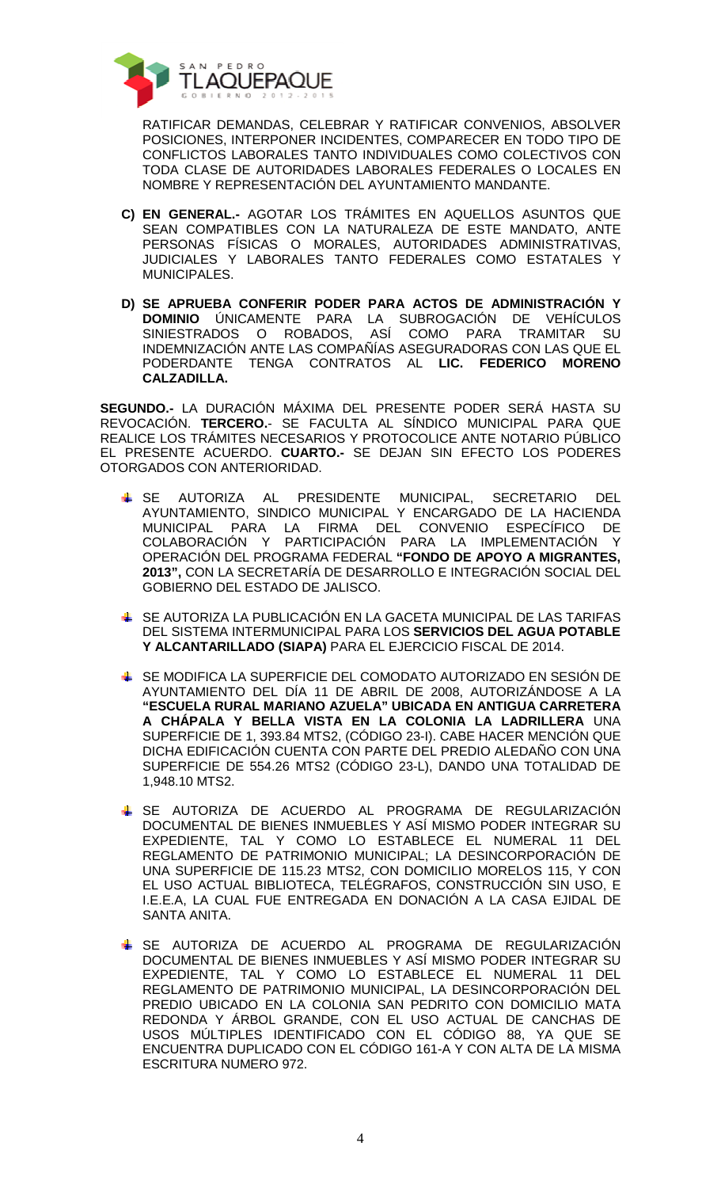RATIFICAR DEMANDAS, CELEBRAR Y RATIFICAR CONVENIOS, ABSOLVER POSICIONES, INTERPONER INCIDENTES, COMPARECER EN TODO TIPO DE CONFLICTOS LABORALES TANTO INDIVIDUALES COMO COLECTIVOS CON TODA CLASE DE AUTORIDADES LABORALES FEDERALES O LOCALES EN NOMBRE Y REPRESENTACIÓN DEL AYUNTAMIENTO MANDANTE.

**C) EN GENERAL.-** AGOTAR LOS TRÁMITES EN AQUELLOS ASUNTOS QUE SEAN COMPATIBLES CON LA NATURALEZA DE ESTE MANDATO, ANTE PERSONAS FÍSICAS O MORALES, AUTORIDADES ADMINISTRATIVAS, JUDICIALES Y LABORALES TANTO FEDERALES COMO ESTATALES Y MUNICIPALES.

**D) SE APRUEBA CONFERIR PODER PARA ACTOS DE ADMINISTRACIÓN Y DOMINIO** ÚNICAMENTE PARA LA SUBROGACIÓN DE VEHÍCULOS SINIESTRADOS O ROBADOS, ASÍ COMO PARA TRAMITAR SU INDEMNIZACIÓN ANTE LAS COMPAÑÍAS ASEGURADORAS CON LAS QUE EL PODERDANTE TENGA CONTRATOS AL **LIC. FEDERICO MORENO CALZADILLA.**

**SEGUNDO.-** LA DURACIÓN MÁXIMA DEL PRESENTE PODER SERÁ HASTA SU REVOCACIÓN. **TERCERO.**- SE FACULTA AL SÍNDICO MUNICIPAL PARA QUE REALICE LOS TRÁMITES NECESARIOS Y PROTOCOLICE ANTE NOTARIO PÚBLICO EL PRESENTE ACUERDO. **CUARTO.-** SE DEJAN SIN EFECTO LOS PODERES OTORGADOS CON ANTERIORIDAD.

- SE AUTORIZA AL PRESIDENTE MUNICIPAL, SECRETARIO DEL AYUNTAMIENTO, SINDICO MUNICIPAL Y ENCARGADO DE LA HACIENDA MUNICIPAL PARA LA FIRMA DEL CONVENIO ESPECÍFICO DE COLABORACIÓN Y PARTICIPACIÓN PARA LA IMPLEMENTACIÓN Y OPERACIÓN DEL PROGRAMA FEDERAL **"FONDO DE APOYO A MIGRANTES, 2013",** CON LA SECRETARÍA DE DESARROLLO E INTEGRACIÓN SOCIAL DEL GOBIERNO DEL ESTADO DE JALISCO.

- SE AUTORIZA LA PUBLICACIÓN EN LA GACETA MUNICIPAL DE LAS TARIFAS DEL SISTEMA INTERMUNICIPAL PARA LOS **SERVICIOS DEL AGUA POTABLE Y ALCANTARILLADO (SIAPA)** PARA EL EJERCICIO FISCAL DE 2014.

- SE MODIFICA LA SUPERFICIE DEL COMODATO AUTORIZADO EN SESIÓN DE AYUNTAMIENTO DEL DÍA 11 DE ABRIL DE 2008, AUTORIZÁNDOSE A LA **"ESCUELA RURAL MARIANO AZUELA" UBICADA EN ANTIGUA CARRETERA A CHÁPALA Y BELLA VISTA EN LA COLONIA LA LADRILLERA** UNA SUPERFICIE DE 1, 393.84 MTS2, (CÓDIGO 23-I). CABE HACER MENCIÓN QUE DICHA EDIFICACIÓN CUENTA CON PARTE DEL PREDIO ALEDAÑO CON UNA SUPERFICIE DE 554.26 MTS2 (CÓDIGO 23-L), DANDO UNA TOTALIDAD DE 1,948.10 MTS2.

- SE AUTORIZA DE ACUERDO AL PROGRAMA DE REGULARIZACIÓN DOCUMENTAL DE BIENES INMUEBLES Y ASÍ MISMO PODER INTEGRAR SU EXPEDIENTE, TAL Y COMO LO ESTABLECE EL NUMERAL 11 DEL REGLAMENTO DE PATRIMONIO MUNICIPAL; LA DESINCORPORACIÓN DE UNA SUPERFICIE DE 115.23 MTS2, CON DOMICILIO MORELOS 115, Y CON EL USO ACTUAL BIBLIOTECA, TELÉGRAFOS, CONSTRUCCIÓN SIN USO, E I.E.E.A, LA CUAL FUE ENTREGADA EN DONACIÓN A LA CASA EJIDAL DE SANTA ANITA.

- SE AUTORIZA DE ACUERDO AL PROGRAMA DE REGULARIZACIÓN DOCUMENTAL DE BIENES INMUEBLES Y ASÍ MISMO PODER INTEGRAR SU EXPEDIENTE, TAL Y COMO LO ESTABLECE EL NUMERAL 11 DEL REGLAMENTO DE PATRIMONIO MUNICIPAL, LA DESINCORPORACIÓN DEL PREDIO UBICADO EN LA COLONIA SAN PEDRITO CON DOMICILIO MATA REDONDA Y ÁRBOL GRANDE, CON EL USO ACTUAL DE CANCHAS DE USOS MÚLTIPLES IDENTIFICADO CON EL CÓDIGO 88, YA QUE SE ENCUENTRA DUPLICADO CON EL CÓDIGO 161-A Y CON ALTA DE LA MISMA ESCRITURA NUMERO 972.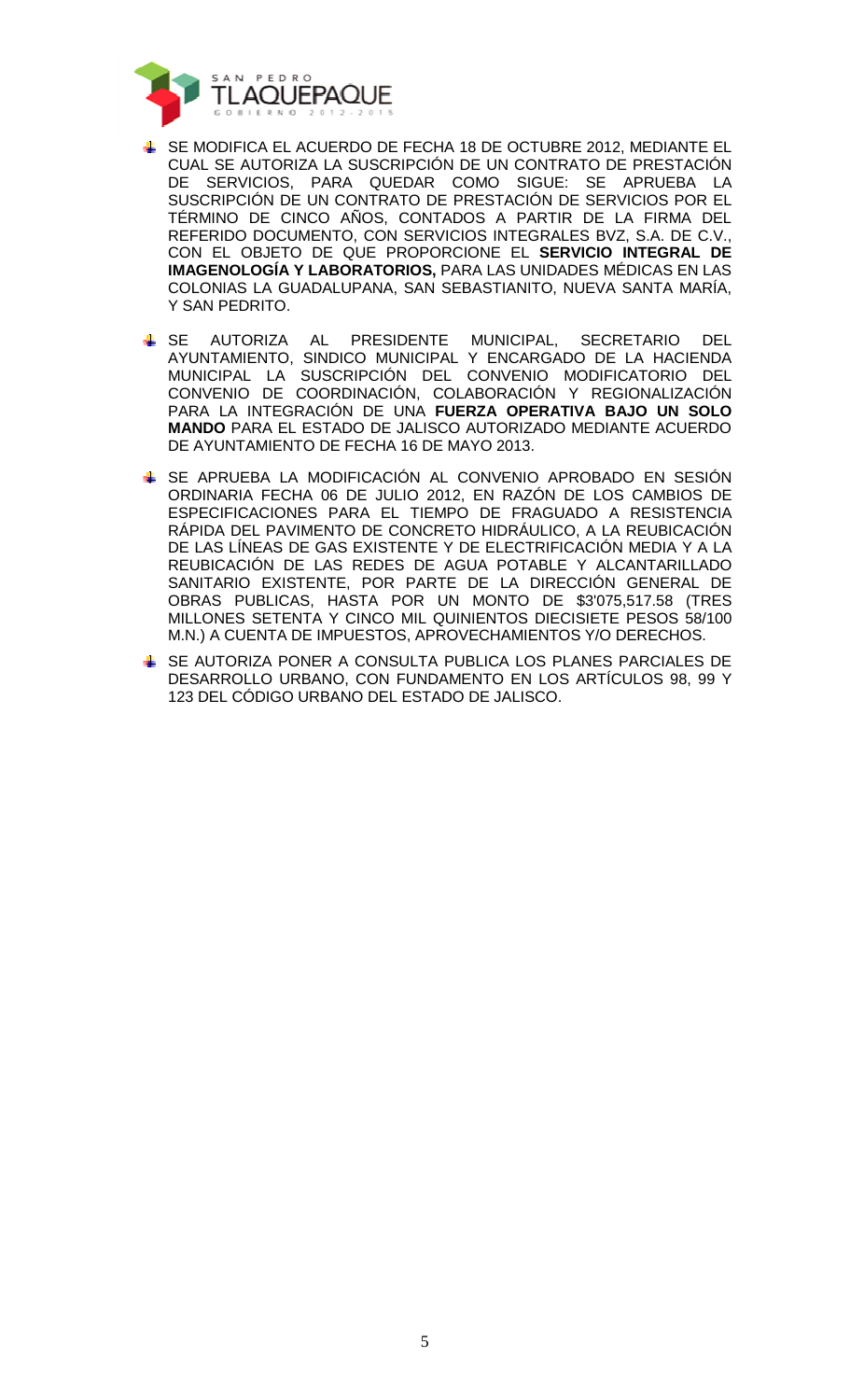- SE MODIFICA EL ACUERDO DE FECHA 18 DE OCTUBRE 2012, MEDIANTE EL CUAL SE AUTORIZA LA SUSCRIPCIÓN DE UN CONTRATO DE PRESTACIÓN DE SERVICIOS, PARA QUEDAR COMO SIGUE: SE APRUEBA LA SUSCRIPCIÓN DE UN CONTRATO DE PRESTACIÓN DE SERVICIOS POR EL TÉRMINO DE CINCO AÑOS, CONTADOS A PARTIR DE LA FIRMA DEL REFERIDO DOCUMENTO, CON SERVICIOS INTEGRALES BVZ, S.A. DE C.V., CON EL OBJETO DE QUE PROPORCIONE EL **SERVICIO INTEGRAL DE IMAGENOLOGÍA Y LABORATORIOS,** PARA LAS UNIDADES MÉDICAS EN LAS COLONIAS LA GUADALUPANA, SAN SEBASTIANITO, NUEVA SANTA MARÍA, Y SAN PEDRITO.

- SE AUTORIZA AL PRESIDENTE MUNICIPAL, SECRETARIO DEL AYUNTAMIENTO, SINDICO MUNICIPAL Y ENCARGADO DE LA HACIENDA MUNICIPAL LA SUSCRIPCIÓN DEL CONVENIO MODIFICATORIO DEL CONVENIO DE COORDINACIÓN, COLABORACIÓN Y REGIONALIZACIÓN PARA LA INTEGRACIÓN DE UNA **FUERZA OPERATIVA BAJO UN SOLO MANDO** PARA EL ESTADO DE JALISCO AUTORIZADO MEDIANTE ACUERDO DE AYUNTAMIENTO DE FECHA 16 DE MAYO 2013.

- SE APRUEBA LA MODIFICACIÓN AL CONVENIO APROBADO EN SESIÓN ORDINARIA FECHA 06 DE JULIO 2012, EN RAZÓN DE LOS CAMBIOS DE ESPECIFICACIONES PARA EL TIEMPO DE FRAGUADO A RESISTENCIA RÁPIDA DEL PAVIMENTO DE CONCRETO HIDRÁULICO, A LA REUBICACIÓN DE LAS LÍNEAS DE GAS EXISTENTE Y DE ELECTRIFICACIÓN MEDIA Y A LA REUBICACIÓN DE LAS REDES DE AGUA POTABLE Y ALCANTARILLADO SANITARIO EXISTENTE, POR PARTE DE LA DIRECCIÓN GENERAL DE OBRAS PUBLICAS, HASTA POR UN MONTO DE $3'075,517.58 (TRES MILLONES SETENTA Y CINCO MIL QUINIENTOS DIECISIETE PESOS 58/100 M.N.) A CUENTA DE IMPUESTOS, APROVECHAMIENTOS Y/O DERECHOS.

- SE AUTORIZA PONER A CONSULTA PUBLICA LOS PLANES PARCIALES DE DESARROLLO URBANO, CON FUNDAMENTO EN LOS ARTÍCULOS 98, 99 Y 123 DEL CÓDIGO URBANO DEL ESTADO DE JALISCO.